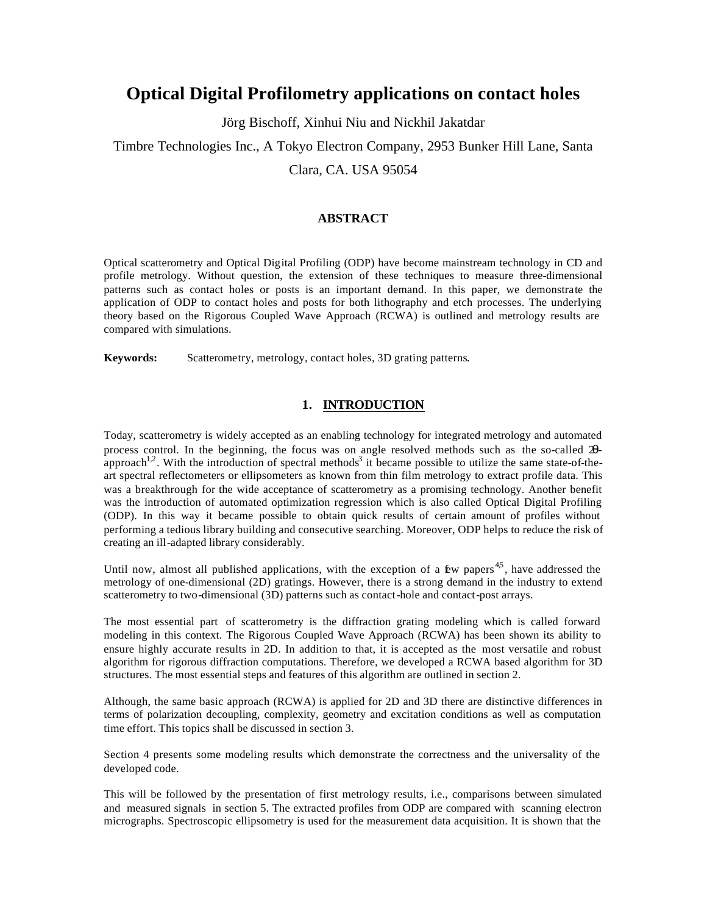# Optical Digital Profilometry applications on contact holes

Jörg Bischoff, Xinhui Niu and Nickhil Jakatdar

Timbre Technologies Inc., A Tokyo Electron Company, 2953 Bunker Hill Lane, Santa Clara, CA. USA 95054

## ABSTRACT

Optical scatterometry and Optical Digital Profiling (ODP) have become mainstream technology in CD and profile metrology. Without question, the extension of these techniques to measure three-dimensional patterns such as contact holes or posts is an important demand. In this paper, we demonstrate the application of ODP to contact holes and posts for both lithography and etch processes. The underlying theory based on the Rigorous Coupled Wave Approach (RCWA) is outlined and metrology results are compared with simulations.

**Keywords:** Scatterometry, metrology, contact holes, 3D grating patterns.

## 1. INTRODUCTION

Today, scatterometry is widely accepted as an enabling technology for integrated metrology and automated process control. In the beginning, the focus was on angle resolved methods such as the so-called $2\Theta$-approach[1,2]. With the introduction of spectral methods[3] it became possible to utilize the same state-of-the-art spectral reflectometers or ellipsometers as known from thin film metrology to extract profile data. This was a breakthrough for the wide acceptance of scatterometry as a promising technology. Another benefit was the introduction of automated optimization regression which is also called Optical Digital Profiling (ODP). In this way it became possible to obtain quick results of certain amount of profiles without performing a tedious library building and consecutive searching. Moreover, ODP helps to reduce the risk of creating an ill-adapted library considerably.

Until now, almost all published applications, with the exception of a few papers[4,5], have addressed the metrology of one-dimensional (2D) gratings. However, there is a strong demand in the industry to extend scatterometry to two-dimensional (3D) patterns such as contact-hole and contact-post arrays.

The most essential part of scatterometry is the diffraction grating modeling which is called forward modeling in this context. The Rigorous Coupled Wave Approach (RCWA) has been shown its ability to ensure highly accurate results in 2D. In addition to that, it is accepted as the most versatile and robust algorithm for rigorous diffraction computations. Therefore, we developed a RCWA based algorithm for 3D structures. The most essential steps and features of this algorithm are outlined in section 2.

Although, the same basic approach (RCWA) is applied for 2D and 3D there are distinctive differences in terms of polarization decoupling, complexity, geometry and excitation conditions as well as computation time effort. This topics shall be discussed in section 3.

Section 4 presents some modeling results which demonstrate the correctness and the universality of the developed code.

This will be followed by the presentation of first metrology results, i.e., comparisons between simulated and measured signals in section 5. The extracted profiles from ODP are compared with scanning electron micrographs. Spectroscopic ellipsometry is used for the measurement data acquisition. It is shown that the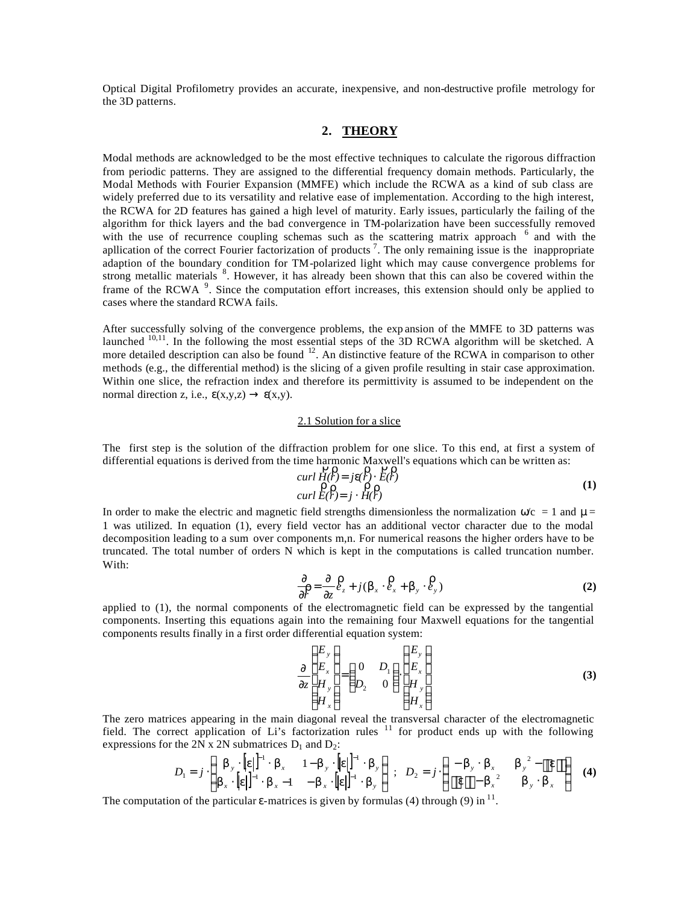Optical Digital Profilometry provides an accurate, inexpensive, and non-destructive profile metrology for the 3D patterns.

## 2. THEORY

Modal methods are acknowledged to be the most effective techniques to calculate the rigorous diffraction from periodic patterns. They are assigned to the differential frequency domain methods. Particularly, the Modal Methods with Fourier Expansion (MMFE) which include the RCWA as a kind of sub class are widely preferred due to its versatility and relative ease of implementation. According to the high interest, the RCWA for 2D features has gained a high level of maturity. Early issues, particularly the failing of the algorithm for thick layers and the bad convergence in TM-polarization have been successfully removed with the use of recurrence coupling schemas such as the scattering matrix approach [6] and with the apllication of the correct Fourier factorization of products [7]. The only remaining issue is the inappropriate adaption of the boundary condition for TM-polarized light which may cause convergence problems for strong metallic materials [8]. However, it has already been shown that this can also be covered within the frame of the RCWA [9]. Since the computation effort increases, this extension should only be applied to cases where the standard RCWA fails.

After successfully solving of the convergence problems, the expansion of the MMFE to 3D patterns was launched [10,11]. In the following the most essential steps of the 3D RCWA algorithm will be sketched. A more detailed description can also be found [12]. An distinctive feature of the RCWA in comparison to other methods (e.g., the differential method) is the slicing of a given profile resulting in stair case approximation. Within one slice, the refraction index and therefore its permittivity is assumed to be independent on the normal direction z, i.e., $\varepsilon(x,y,z) \rightarrow \varepsilon(x,y)$.

### 2.1 Solution for a slice

The first step is the solution of the diffraction problem for one slice. To this end, at first a system of differential equations is derived from the time harmonic Maxwell's equations which can be written as:

$$
\begin{aligned}
curl\,\vec{H}(\vec{r}) &= j\varepsilon(\vec{r}) \cdot \vec{E}(\vec{r}) \\
curl\,\vec{E}(\vec{r}) &= j \cdot \vec{H}(\vec{r})
\end{aligned}
\tag{1}
$$

In order to make the electric and magnetic field strengths dimensionless the normalization $\omega/c = 1$ and $\mu = 1$ was utilized. In equation (1), every field vector has an additional vector character due to the modal decomposition leading to a sum over components m,n. For numerical reasons the higher orders have to be truncated. The total number of orders N which is kept in the computations is called truncation number. With:

$$
\frac{\partial}{\partial \vec{r}} = \frac{\partial}{\partial z}\vec{e}_z + j(\beta_x \cdot \vec{e}_x + \beta_y \cdot \vec{e}_y)
\tag{2}
$$

applied to (1), the normal components of the electromagnetic field can be expressed by the tangential components. Inserting this equations again into the remaining four Maxwell equations for the tangential components results finally in a first order differential equation system:

$$
\frac{\partial}{\partial z}\begin{pmatrix} E_y \\ E_x \\ H_y \\ H_x \end{pmatrix} = \begin{pmatrix} 0 & D_1 \\ D_2 & 0 \end{pmatrix} \cdot \begin{pmatrix} E_y \\ E_x \\ H_y \\ H_x \end{pmatrix}
\tag{3}
$$

The zero matrices appearing in the main diagonal reveal the transversal character of the electromagnetic field. The correct application of Li's factorization rules [11] for product ends up with the following expressions for the 2N x 2N submatrices $D_1$ and $D_2$:

$$
D_1 = j \cdot \begin{pmatrix} \beta_y \cdot \lceil\varepsilon\rfloor^{-1} \cdot \beta_x & 1 - \beta_y \cdot \lceil\varepsilon\rfloor^{-1} \cdot \beta_y \\ \beta_x \cdot \lceil\varepsilon\rfloor^{-1} \cdot \beta_x - 1 & -\beta_x \cdot \lceil\varepsilon\rfloor^{-1} \cdot \beta_y \end{pmatrix} \; ; \quad D_2 = j \cdot \begin{pmatrix} -\beta_y \cdot \beta_x & \beta_y^{\,2} - \lceil\varepsilon\rceil \\ \lfloor\varepsilon\rfloor - \beta_x^{\,2} & \beta_y \cdot \beta_x \end{pmatrix}
\tag{4}
$$

The computation of the particular $\varepsilon$-matrices is given by formulas (4) through (9) in [11].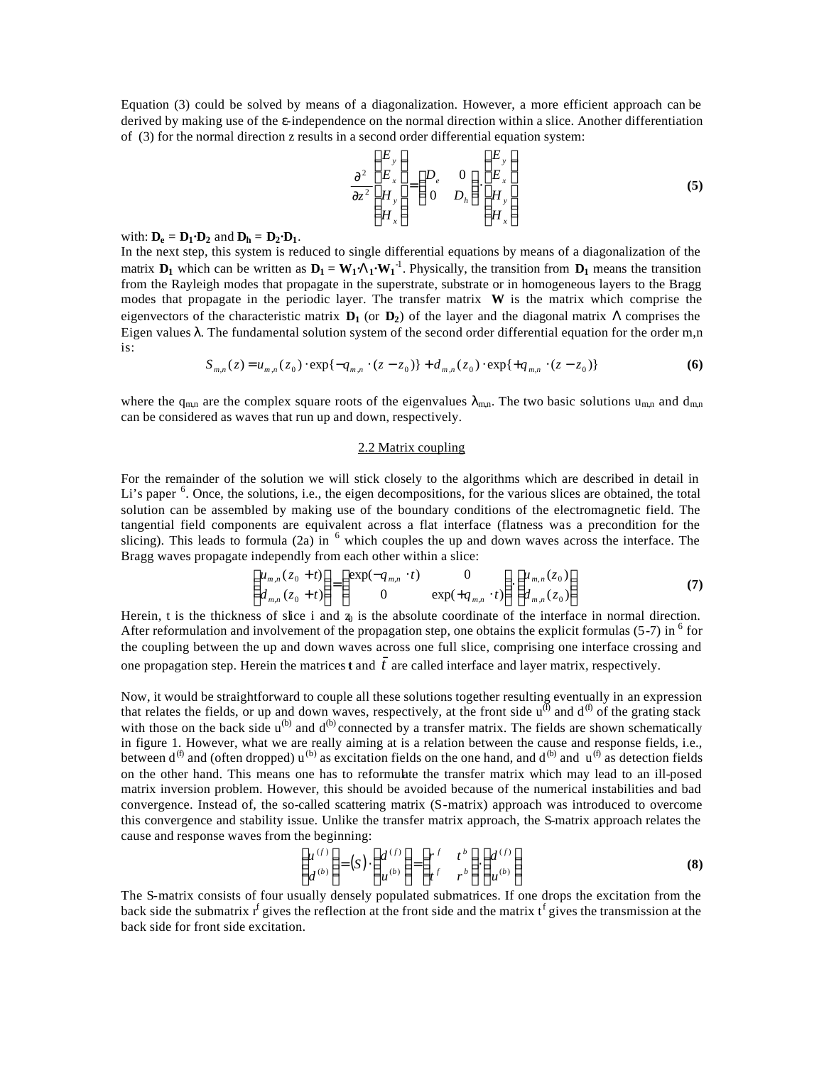Equation (3) could be solved by means of a diagonalization. However, a more efficient approach can be derived by making use of the ε-independence on the normal direction within a slice. Another differentiation of (3) for the normal direction z results in a second order differential equation system:

$$\frac{\partial^2}{\partial z^2}\begin{pmatrix} E_y \\ E_x \\ H_y \\ H_x \end{pmatrix} = \begin{pmatrix} D_e & 0 \\ 0 & D_h \end{pmatrix} \cdot \begin{pmatrix} E_y \\ E_x \\ H_y \\ H_x \end{pmatrix} \tag{5}$$

with: $\mathbf{D_e} = \mathbf{D_1} \cdot \mathbf{D_2}$ and $\mathbf{D_h} = \mathbf{D_2} \cdot \mathbf{D_1}$.

In the next step, this system is reduced to single differential equations by means of a diagonalization of the matrix $\mathbf{D_1}$ which can be written as $\mathbf{D_1} = \mathbf{W_1} \cdot \Lambda_1 \cdot \mathbf{W_1}^{-1}$. Physically, the transition from $\mathbf{D_1}$ means the transition from the Rayleigh modes that propagate in the superstrate, substrate or in homogeneous layers to the Bragg modes that propagate in the periodic layer. The transfer matrix $\mathbf{W}$ is the matrix which comprise the eigenvectors of the characteristic matrix $\mathbf{D_1}$ (or $\mathbf{D_2}$) of the layer and the diagonal matrix $\Lambda$ comprises the Eigen values $\lambda$. The fundamental solution system of the second order differential equation for the order m,n is:

$$S_{m,n}(z) = u_{m,n}(z_0) \cdot \exp\{-q_{m,n} \cdot (z - z_0)\} + d_{m,n}(z_0) \cdot \exp\{+q_{m,n} \cdot (z - z_0)\} \tag{6}$$

where the $q_{m,n}$ are the complex square roots of the eigenvalues $\lambda_{m,n}$. The two basic solutions $u_{m,n}$ and $d_{m,n}$ can be considered as waves that run up and down, respectively.

## 2.2 Matrix coupling

For the remainder of the solution we will stick closely to the algorithms which are described in detail in Li's paper [6]. Once, the solutions, i.e., the eigen decompositions, for the various slices are obtained, the total solution can be assembled by making use of the boundary conditions of the electromagnetic field. The tangential field components are equivalent across a flat interface (flatness was a precondition for the slicing). This leads to formula (2a) in [6] which couples the up and down waves across the interface. The Bragg waves propagate independly from each other within a slice:

$$\begin{pmatrix} u_{m,n}(z_0 + t) \\ d_{m,n}(z_0 + t) \end{pmatrix} = \begin{pmatrix} \exp(-q_{m,n} \cdot t) & 0 \\ 0 & \exp(+q_{m,n} \cdot t) \end{pmatrix} \cdot \begin{pmatrix} u_{m,n}(z_0) \\ d_{m,n}(z_0) \end{pmatrix} \tag{7}$$

Herein, t is the thickness of slice i and $z_0$ is the absolute coordinate of the interface in normal direction. After reformulation and involvement of the propagation step, one obtains the explicit formulas (5-7) in [6] for the coupling between the up and down waves across one full slice, comprising one interface crossing and one propagation step. Herein the matrices $\mathbf{t}$ and $\bar{t}$ are called interface and layer matrix, respectively.

Now, it would be straightforward to couple all these solutions together resulting eventually in an expression that relates the fields, or up and down waves, respectively, at the front side $u^{(f)}$ and $d^{(f)}$ of the grating stack with those on the back side $u^{(b)}$ and $d^{(b)}$ connected by a transfer matrix. The fields are shown schematically in figure 1. However, what we are really aiming at is a relation between the cause and response fields, i.e., between $d^{(f)}$ and (often dropped) $u^{(b)}$ as excitation fields on the one hand, and $d^{(b)}$ and $u^{(f)}$ as detection fields on the other hand. This means one has to reformulate the transfer matrix which may lead to an ill-posed matrix inversion problem. However, this should be avoided because of the numerical instabilities and bad convergence. Instead of, the so-called scattering matrix (S-matrix) approach was introduced to overcome this convergence and stability issue. Unlike the transfer matrix approach, the S-matrix approach relates the cause and response waves from the beginning:

$$\begin{pmatrix} u^{(f)} \\ d^{(b)} \end{pmatrix} = (S) \cdot \begin{pmatrix} d^{(f)} \\ u^{(b)} \end{pmatrix} = \begin{pmatrix} r^f & t^b \\ t^f & r^b \end{pmatrix} \cdot \begin{pmatrix} d^{(f)} \\ u^{(b)} \end{pmatrix} \tag{8}$$

The S-matrix consists of four usually densely populated submatrices. If one drops the excitation from the back side the submatrix $r^f$ gives the reflection at the front side and the matrix $t^f$ gives the transmission at the back side for front side excitation.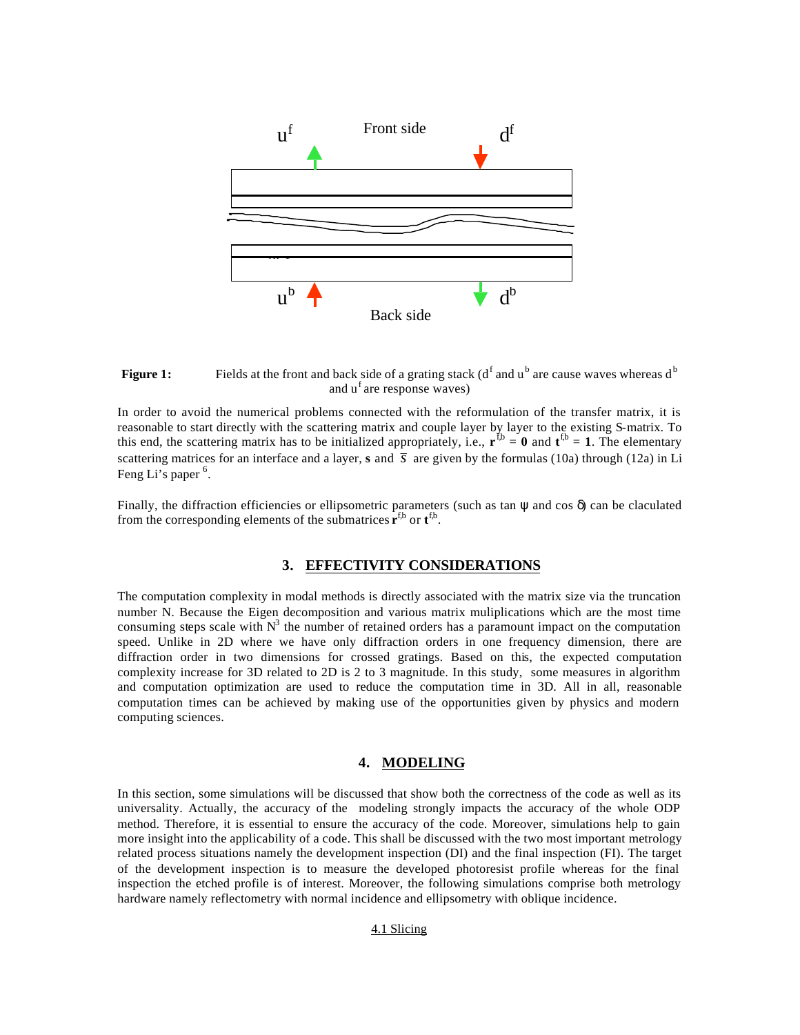Figure 1: Fields at the front and back side of a grating stack ($d^f$ and $u^b$ are cause waves whereas $d^b$ and $u^f$ are response waves)

In order to avoid the numerical problems connected with the reformulation of the transfer matrix, it is reasonable to start directly with the scattering matrix and couple layer by layer to the existing S-matrix. To this end, the scattering matrix has to be initialized appropriately, i.e., $\mathbf{r}^{f,b} = \mathbf{0}$ and $\mathbf{t}^{f,b} = \mathbf{1}$. The elementary scattering matrices for an interface and a layer, **s** and $\bar{s}$ are given by the formulas (10a) through (12a) in Li Feng Li's paper [6].

Finally, the diffraction efficiencies or ellipsometric parameters (such as tan ψ and cos δ) can be claculated from the corresponding elements of the submatrices $\mathbf{r}^{f,b}$ or $\mathbf{t}^{f,b}$.

## 3. EFFECTIVITY CONSIDERATIONS

The computation complexity in modal methods is directly associated with the matrix size via the truncation number N. Because the Eigen decomposition and various matrix muliplications which are the most time consuming steps scale with $N^3$ the number of retained orders has a paramount impact on the computation speed. Unlike in 2D where we have only diffraction orders in one frequency dimension, there are diffraction order in two dimensions for crossed gratings. Based on this, the expected computation complexity increase for 3D related to 2D is 2 to 3 magnitude. In this study, some measures in algorithm and computation optimization are used to reduce the computation time in 3D. All in all, reasonable computation times can be achieved by making use of the opportunities given by physics and modern computing sciences.

## 4. MODELING

In this section, some simulations will be discussed that show both the correctness of the code as well as its universality. Actually, the accuracy of the modeling strongly impacts the accuracy of the whole ODP method. Therefore, it is essential to ensure the accuracy of the code. Moreover, simulations help to gain more insight into the applicability of a code. This shall be discussed with the two most important metrology related process situations namely the development inspection (DI) and the final inspection (FI). The target of the development inspection is to measure the developed photoresist profile whereas for the final inspection the etched profile is of interest. Moreover, the following simulations comprise both metrology hardware namely reflectometry with normal incidence and ellipsometry with oblique incidence.

### 4.1 Slicing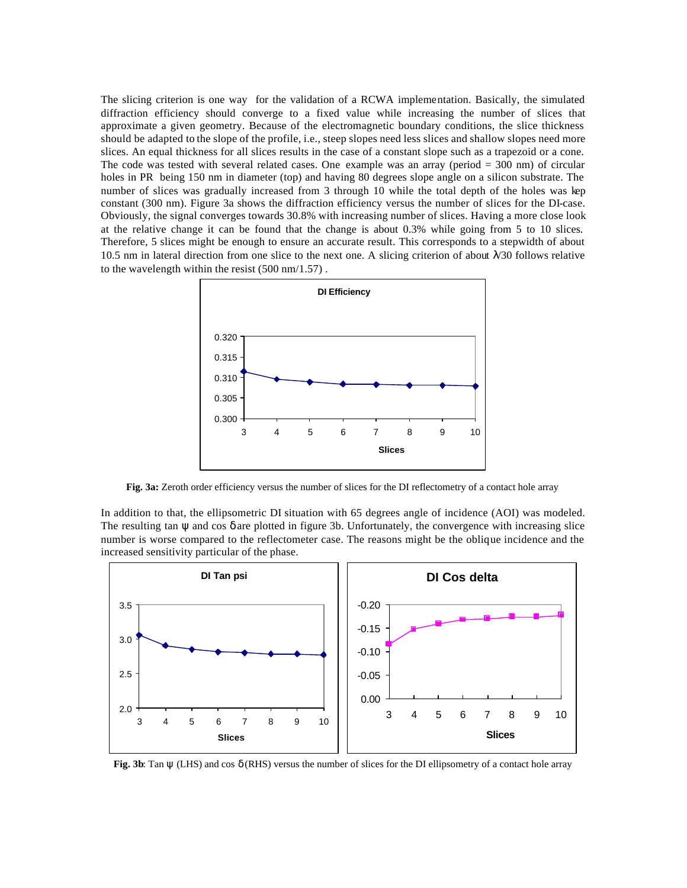The slicing criterion is one way for the validation of a RCWA implementation. Basically, the simulated diffraction efficiency should converge to a fixed value while increasing the number of slices that approximate a given geometry. Because of the electromagnetic boundary conditions, the slice thickness should be adapted to the slope of the profile, i.e., steep slopes need less slices and shallow slopes need more slices. An equal thickness for all slices results in the case of a constant slope such as a trapezoid or a cone. The code was tested with several related cases. One example was an array (period = 300 nm) of circular holes in PR being 150 nm in diameter (top) and having 80 degrees slope angle on a silicon substrate. The number of slices was gradually increased from 3 through 10 while the total depth of the holes was kep constant (300 nm). Figure 3a shows the diffraction efficiency versus the number of slices for the DI-case. Obviously, the signal converges towards 30.8% with increasing number of slices. Having a more close look at the relative change it can be found that the change is about 0.3% while going from 5 to 10 slices. Therefore, 5 slices might be enough to ensure an accurate result. This corresponds to a stepwidth of about 10.5 nm in lateral direction from one slice to the next one. A slicing criterion of about $\lambda/30$ follows relative to the wavelength within the resist (500 nm/1.57) .

**Fig. 3a:** Zeroth order efficiency versus the number of slices for the DI reflectometry of a contact hole array

In addition to that, the ellipsometric DI situation with 65 degrees angle of incidence (AOI) was modeled. The resulting tan $\psi$ and cos $\delta$ are plotted in figure 3b. Unfortunately, the convergence with increasing slice number is worse compared to the reflectometer case. The reasons might be the oblique incidence and the increased sensitivity particular of the phase.

**Fig. 3b**: Tan $\psi$ (LHS) and cos $\delta$ (RHS) versus the number of slices for the DI ellipsometry of a contact hole array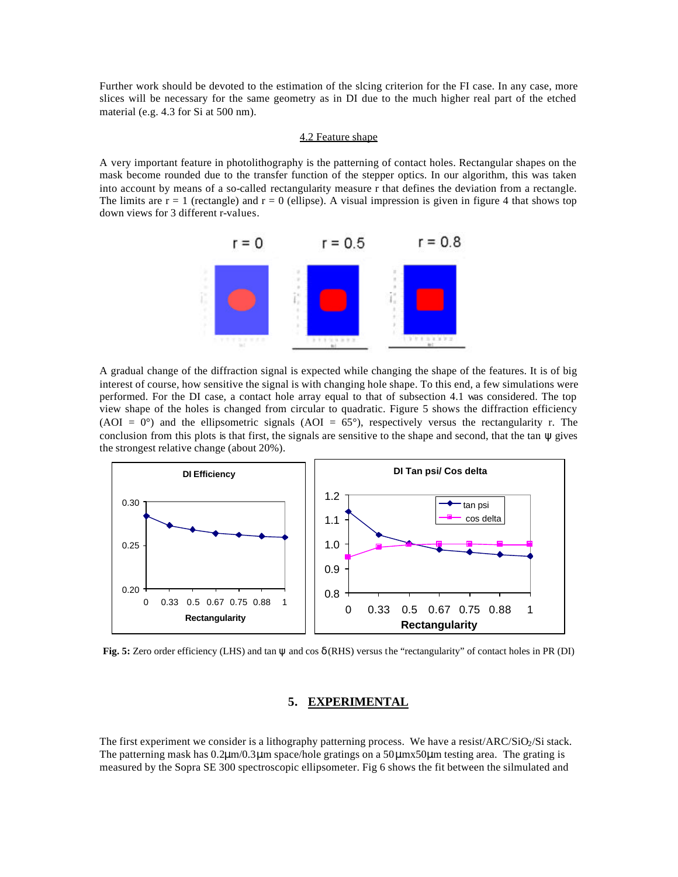Further work should be devoted to the estimation of the slcing criterion for the FI case. In any case, more slices will be necessary for the same geometry as in DI due to the much higher real part of the etched material (e.g. 4.3 for Si at 500 nm).

### 4.2 Feature shape

A very important feature in photolithography is the patterning of contact holes. Rectangular shapes on the mask become rounded due to the transfer function of the stepper optics. In our algorithm, this was taken into account by means of a so-called rectangularity measure r that defines the deviation from a rectangle. The limits are r = 1 (rectangle) and r = 0 (ellipse). A visual impression is given in figure 4 that shows top down views for 3 different r-values.

r = 0 r = 0.5 r = 0.8

A gradual change of the diffraction signal is expected while changing the shape of the features. It is of big interest of course, how sensitive the signal is with changing hole shape. To this end, a few simulations were performed. For the DI case, a contact hole array equal to that of subsection 4.1 was considered. The top view shape of the holes is changed from circular to quadratic. Figure 5 shows the diffraction efficiency (AOI = 0°) and the ellipsometric signals (AOI = 65°), respectively versus the rectangularity r. The conclusion from this plots is that first, the signals are sensitive to the shape and second, that the tan ψ gives the strongest relative change (about 20%).

**Fig. 5:** Zero order efficiency (LHS) and tan ψ and cos δ (RHS) versus the "rectangularity" of contact holes in PR (DI)

## 5. EXPERIMENTAL

The first experiment we consider is a lithography patterning process. We have a resist/ARC/$SiO_2$/Si stack. The patterning mask has 0.2µm/0.3µm space/hole gratings on a 50µmx50µm testing area. The grating is measured by the Sopra SE 300 spectroscopic ellipsometer. Fig 6 shows the fit between the silmulated and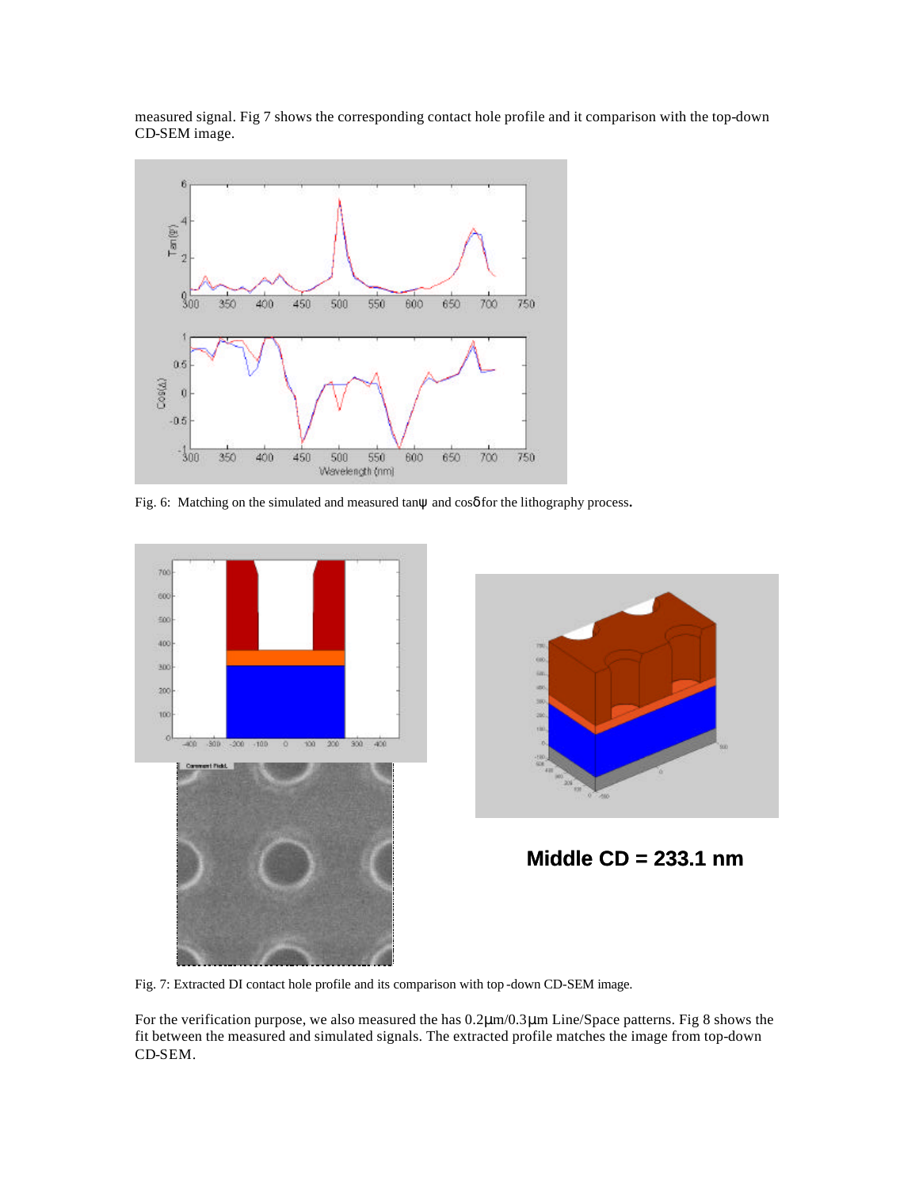measured signal. Fig 7 shows the corresponding contact hole profile and it comparison with the top-down CD-SEM image.

Fig. 6: Matching on the simulated and measured tanψ and cosδ for the lithography process.

Middle CD = 233.1 nm

Fig. 7: Extracted DI contact hole profile and its comparison with top -down CD-SEM image.

For the verification purpose, we also measured the has 0.2μm/0.3μm Line/Space patterns. Fig 8 shows the fit between the measured and simulated signals. The extracted profile matches the image from top-down CD-SEM.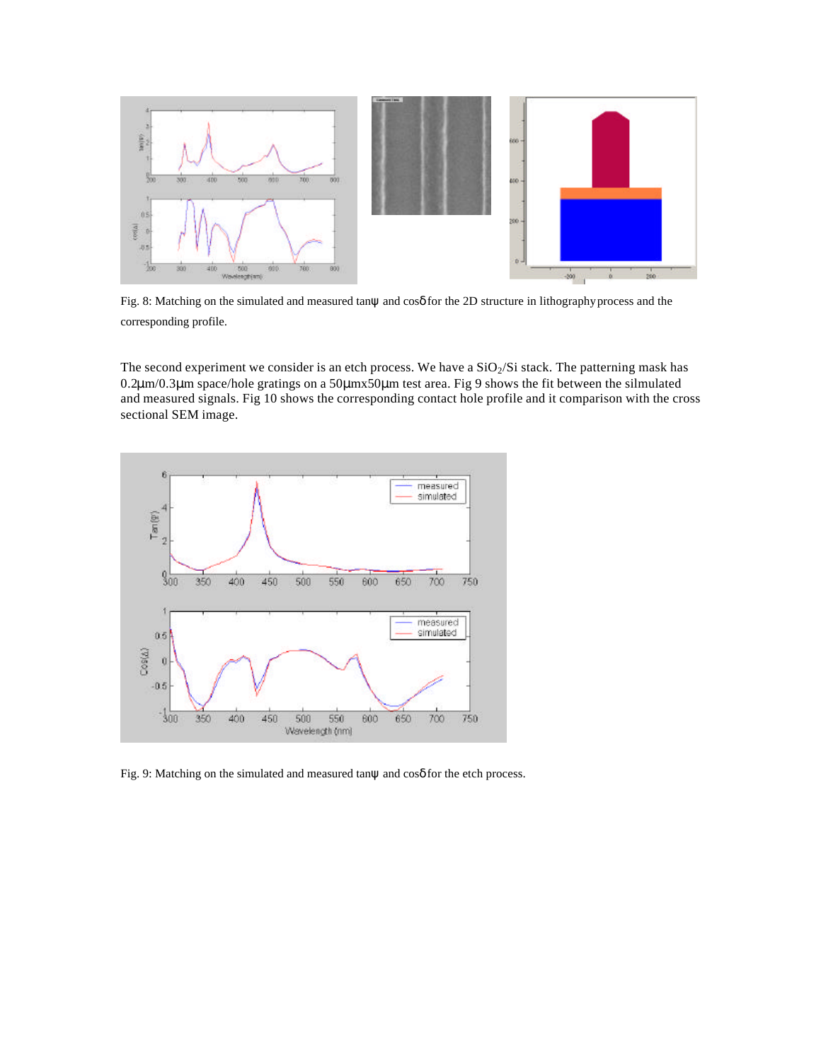Fig. 8: Matching on the simulated and measured $\tan\psi$ and $\cos\delta$ for the 2D structure in lithography process and the corresponding profile.

The second experiment we consider is an etch process. We have a $SiO_2$/Si stack. The patterning mask has 0.2μm/0.3μm space/hole gratings on a 50μmx50μm test area. Fig 9 shows the fit between the silmulated and measured signals. Fig 10 shows the corresponding contact hole profile and it comparison with the cross sectional SEM image.

Fig. 9: Matching on the simulated and measured $\tan\psi$ and $\cos\delta$ for the etch process.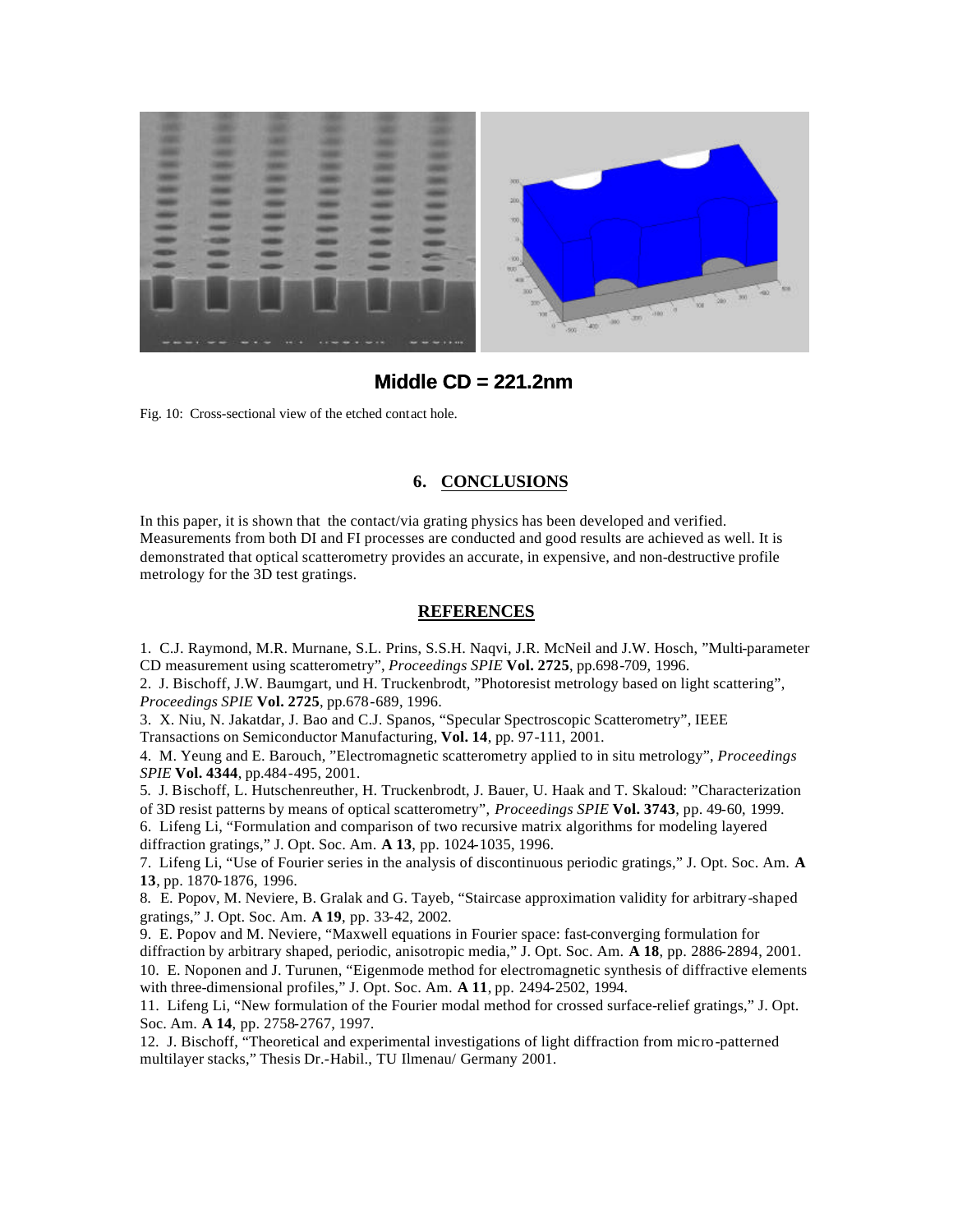**Middle CD = 221.2nm**

Fig. 10: Cross-sectional view of the etched contact hole.

## 6. CONCLUSIONS

In this paper, it is shown that the contact/via grating physics has been developed and verified. Measurements from both DI and FI processes are conducted and good results are achieved as well. It is demonstrated that optical scatterometry provides an accurate, in expensive, and non-destructive profile metrology for the 3D test gratings.

## REFERENCES

1. C.J. Raymond, M.R. Murnane, S.L. Prins, S.S.H. Naqvi, J.R. McNeil and J.W. Hosch, "Multi-parameter CD measurement using scatterometry", *Proceedings SPIE* **Vol. 2725**, pp.698-709, 1996.
2. J. Bischoff, J.W. Baumgart, und H. Truckenbrodt, "Photoresist metrology based on light scattering", *Proceedings SPIE* **Vol. 2725**, pp.678-689, 1996.
3. X. Niu, N. Jakatdar, J. Bao and C.J. Spanos, "Specular Spectroscopic Scatterometry", IEEE Transactions on Semiconductor Manufacturing, **Vol. 14**, pp. 97-111, 2001.
4. M. Yeung and E. Barouch, "Electromagnetic scatterometry applied to in situ metrology", *Proceedings SPIE* **Vol. 4344**, pp.484-495, 2001.
5. J. Bischoff, L. Hutschenreuther, H. Truckenbrodt, J. Bauer, U. Haak and T. Skaloud: "Characterization of 3D resist patterns by means of optical scatterometry", *Proceedings SPIE* **Vol. 3743**, pp. 49-60, 1999.
6. Lifeng Li, "Formulation and comparison of two recursive matrix algorithms for modeling layered diffraction gratings," J. Opt. Soc. Am. **A 13**, pp. 1024-1035, 1996.
7. Lifeng Li, "Use of Fourier series in the analysis of discontinuous periodic gratings," J. Opt. Soc. Am. **A 13**, pp. 1870-1876, 1996.
8. E. Popov, M. Neviere, B. Gralak and G. Tayeb, "Staircase approximation validity for arbitrary-shaped gratings," J. Opt. Soc. Am. **A 19**, pp. 33-42, 2002.
9. E. Popov and M. Neviere, "Maxwell equations in Fourier space: fast-converging formulation for diffraction by arbitrary shaped, periodic, anisotropic media," J. Opt. Soc. Am. **A 18**, pp. 2886-2894, 2001.
10. E. Noponen and J. Turunen, "Eigenmode method for electromagnetic synthesis of diffractive elements with three-dimensional profiles," J. Opt. Soc. Am. **A 11**, pp. 2494-2502, 1994.
11. Lifeng Li, "New formulation of the Fourier modal method for crossed surface-relief gratings," J. Opt. Soc. Am. **A 14**, pp. 2758-2767, 1997.
12. J. Bischoff, "Theoretical and experimental investigations of light diffraction from micro-patterned multilayer stacks," Thesis Dr.-Habil., TU Ilmenau/ Germany 2001.